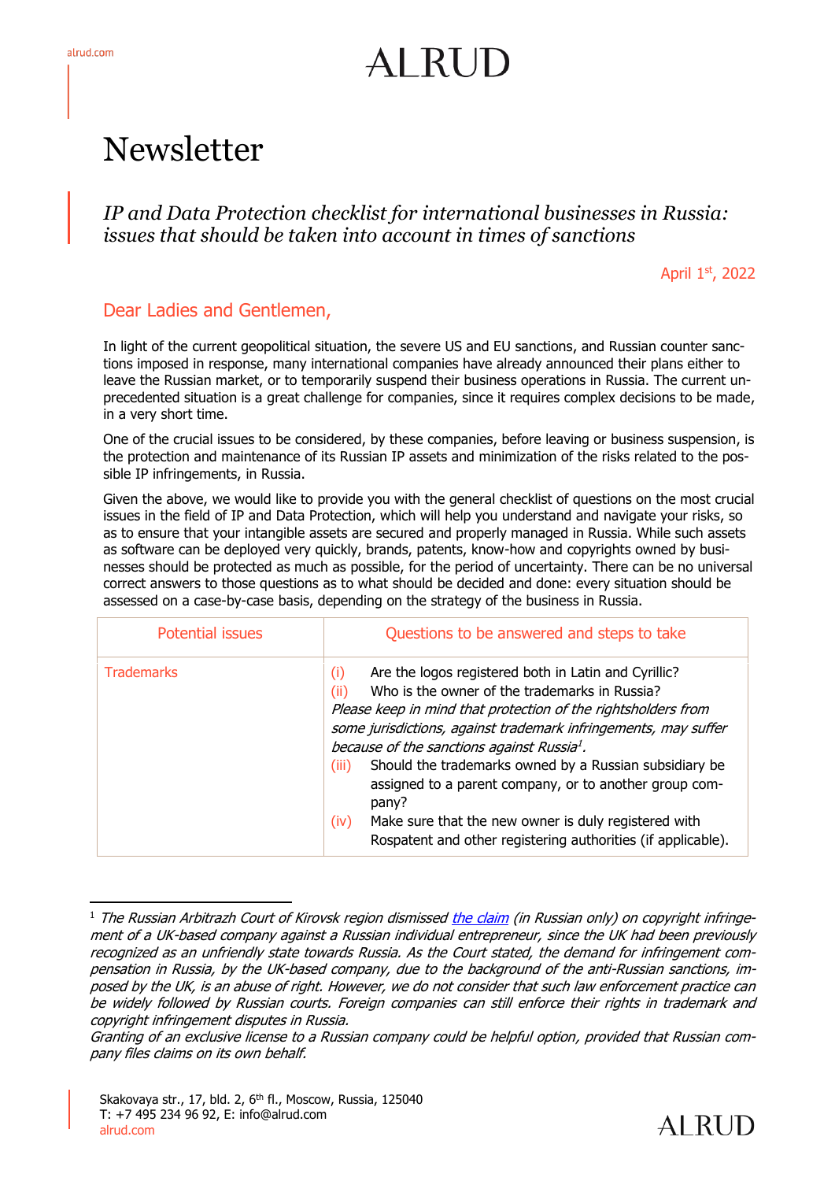# Newsletter

*IP and Data Protection checklist for international businesses in Russia: issues that should be taken into account in times of sanctions*

April 1st, 2022

## Dear Ladies and Gentlemen,

In light of the current geopolitical situation, the severe US and EU sanctions, and Russian counter sanctions imposed in response, many international companies have already announced their plans either to leave the Russian market, or to temporarily suspend their business operations in Russia. The current unprecedented situation is a great challenge for companies, since it requires complex decisions to be made, in a very short time.

One of the crucial issues to be considered, by these companies, before leaving or business suspension, is the protection and maintenance of its Russian IP assets and minimization of the risks related to the possible IP infringements, in Russia.

Given the above, we would like to provide you with the general checklist of questions on the most crucial issues in the field of IP and Data Protection, which will help you understand and navigate your risks, so as to ensure that your intangible assets are secured and properly managed in Russia. While such assets as software can be deployed very quickly, brands, patents, know-how and copyrights owned by businesses should be protected as much as possible, for the period of uncertainty. There can be no universal correct answers to those questions as to what should be decided and done: every situation should be assessed on a case-by-case basis, depending on the strategy of the business in Russia.

| Potential issues | Questions to be answered and steps to take |
|---|---|
| Trademarks | (i) Are the logos registered both in Latin and Cyrillic?<br>(ii) Who is the owner of the trademarks in Russia?<br>*Please keep in mind that protection of the rightsholders from some jurisdictions, against trademark infringements, may suffer because of the sanctions against Russia[1].*<br>(iii) Should the trademarks owned by a Russian subsidiary be assigned to a parent company, or to another group company?<br>(iv) Make sure that the new owner is duly registered with Rospatent and other registering authorities (if applicable). |

[1] *The Russian Arbitrazh Court of Kirovsk region dismissed the claim (in Russian only) on copyright infringement of a UK-based company against a Russian individual entrepreneur, since the UK had been previously recognized as an unfriendly state towards Russia. As the Court stated, the demand for infringement compensation in Russia, by the UK-based company, due to the background of the anti-Russian sanctions, imposed by the UK, is an abuse of right. However, we do not consider that such law enforcement practice can be widely followed by Russian courts. Foreign companies can still enforce their rights in trademark and copyright infringement disputes in Russia.*
*Granting of an exclusive license to a Russian company could be helpful option, provided that Russian company files claims on its own behalf.*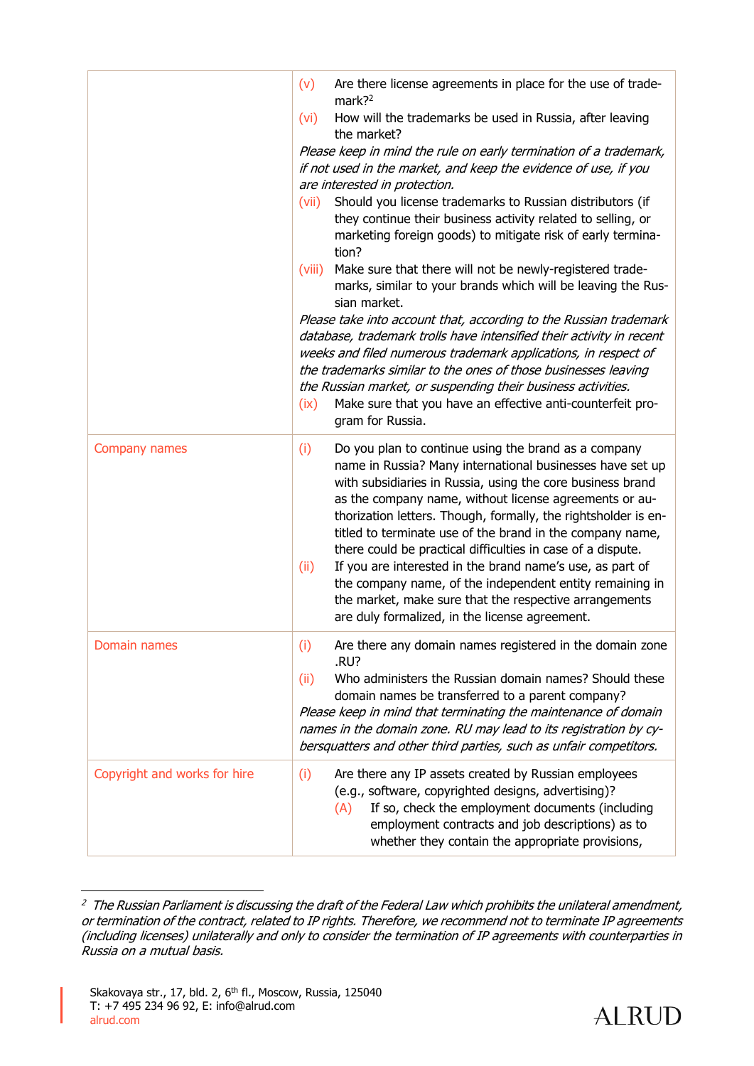| | |
|---|---|
| | (v) Are there license agreements in place for the use of trademark?[2]<br>(vi) How will the trademarks be used in Russia, after leaving the market?<br>*Please keep in mind the rule on early termination of a trademark, if not used in the market, and keep the evidence of use, if you are interested in protection.*<br>(vii) Should you license trademarks to Russian distributors (if they continue their business activity related to selling, or marketing foreign goods) to mitigate risk of early termination?<br>(viii) Make sure that there will not be newly-registered trademarks, similar to your brands which will be leaving the Russian market.<br>*Please take into account that, according to the Russian trademark database, trademark trolls have intensified their activity in recent weeks and filed numerous trademark applications, in respect of the trademarks similar to the ones of those businesses leaving the Russian market, or suspending their business activities.*<br>(ix) Make sure that you have an effective anti-counterfeit program for Russia. |
| Company names | (i) Do you plan to continue using the brand as a company name in Russia? Many international businesses have set up with subsidiaries in Russia, using the core business brand as the company name, without license agreements or authorization letters. Though, formally, the rightsholder is entitled to terminate use of the brand in the company name, there could be practical difficulties in case of a dispute.<br>(ii) If you are interested in the brand name's use, as part of the company name, of the independent entity remaining in the market, make sure that the respective arrangements are duly formalized, in the license agreement. |
| Domain names | (i) Are there any domain names registered in the domain zone .RU?<br>(ii) Who administers the Russian domain names? Should these domain names be transferred to a parent company?<br>*Please keep in mind that terminating the maintenance of domain names in the domain zone. RU may lead to its registration by cybersquatters and other third parties, such as unfair competitors.* |
| Copyright and works for hire | (i) Are there any IP assets created by Russian employees (e.g., software, copyrighted designs, advertising)?<br>(A) If so, check the employment documents (including employment contracts and job descriptions) as to whether they contain the appropriate provisions, |

---

[2] *The Russian Parliament is discussing the draft of the Federal Law which prohibits the unilateral amendment, or termination of the contract, related to IP rights. Therefore, we recommend not to terminate IP agreements (including licenses) unilaterally and only to consider the termination of IP agreements with counterparties in Russia on a mutual basis.*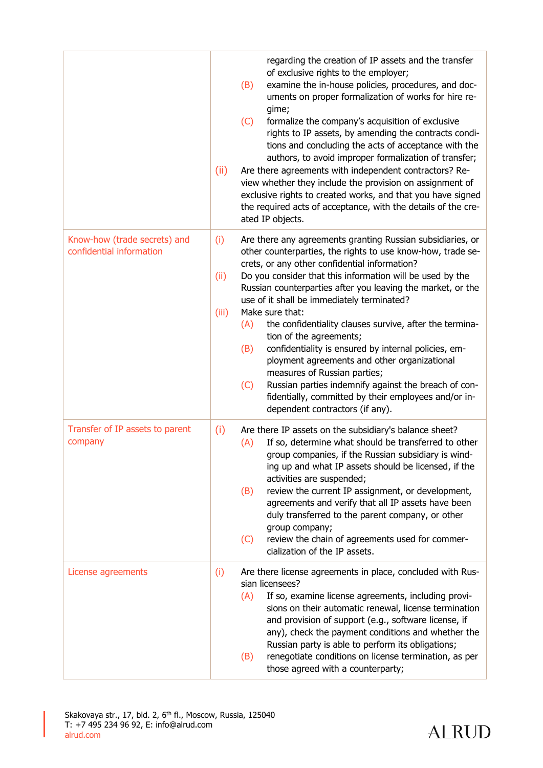| | |
|---|---|
| | regarding the creation of IP assets and the transfer of exclusive rights to the employer;<br>(B) examine the in-house policies, procedures, and documents on proper formalization of works for hire regime;<br>(C) formalize the company's acquisition of exclusive rights to IP assets, by amending the contracts conditions and concluding the acts of acceptance with the authors, to avoid improper formalization of transfer;<br>(ii) Are there agreements with independent contractors? Review whether they include the provision on assignment of exclusive rights to created works, and that you have signed the required acts of acceptance, with the details of the created IP objects. |
| Know-how (trade secrets) and confidential information | (i) Are there any agreements granting Russian subsidiaries, or other counterparties, the rights to use know-how, trade secrets, or any other confidential information?<br>(ii) Do you consider that this information will be used by the Russian counterparties after you leaving the market, or the use of it shall be immediately terminated?<br>(iii) Make sure that:<br>(A) the confidentiality clauses survive, after the termination of the agreements;<br>(B) confidentiality is ensured by internal policies, employment agreements and other organizational measures of Russian parties;<br>(C) Russian parties indemnify against the breach of confidentially, committed by their employees and/or independent contractors (if any). |
| Transfer of IP assets to parent company | (i) Are there IP assets on the subsidiary's balance sheet?<br>(A) If so, determine what should be transferred to other group companies, if the Russian subsidiary is winding up and what IP assets should be licensed, if the activities are suspended;<br>(B) review the current IP assignment, or development, agreements and verify that all IP assets have been duly transferred to the parent company, or other group company;<br>(C) review the chain of agreements used for commercialization of the IP assets. |
| License agreements | (i) Are there license agreements in place, concluded with Russian licensees?<br>(A) If so, examine license agreements, including provisions on their automatic renewal, license termination and provision of support (e.g., software license, if any), check the payment conditions and whether the Russian party is able to perform its obligations;<br>(B) renegotiate conditions on license termination, as per those agreed with a counterparty; |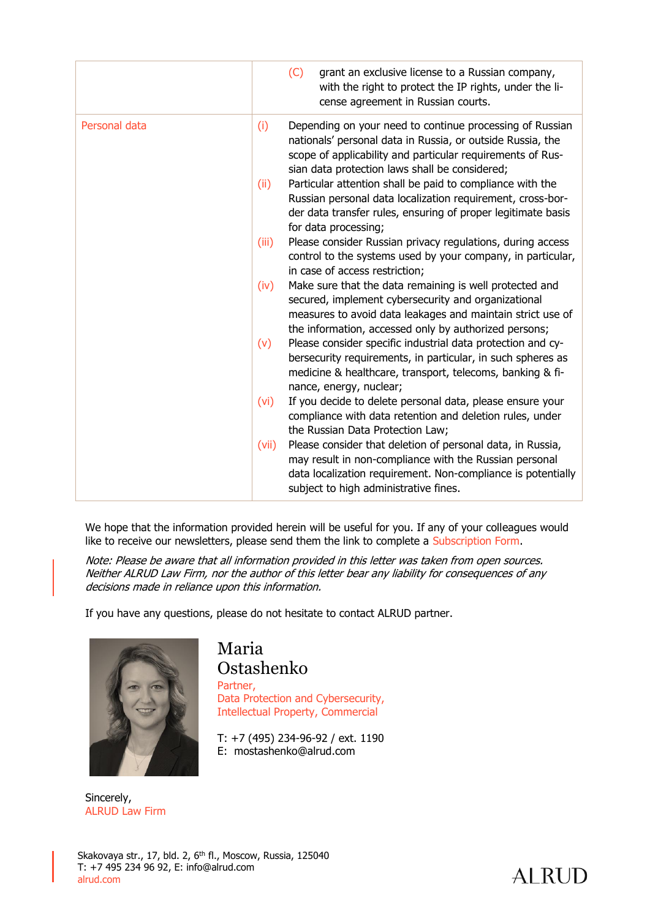| | |
|---|---|
| | (C) grant an exclusive license to a Russian company, with the right to protect the IP rights, under the license agreement in Russian courts. |
| Personal data | (i) Depending on your need to continue processing of Russian nationals' personal data in Russia, or outside Russia, the scope of applicability and particular requirements of Russian data protection laws shall be considered;<br>(ii) Particular attention shall be paid to compliance with the Russian personal data localization requirement, cross-border data transfer rules, ensuring of proper legitimate basis for data processing;<br>(iii) Please consider Russian privacy regulations, during access control to the systems used by your company, in particular, in case of access restriction;<br>(iv) Make sure that the data remaining is well protected and secured, implement cybersecurity and organizational measures to avoid data leakages and maintain strict use of the information, accessed only by authorized persons;<br>(v) Please consider specific industrial data protection and cybersecurity requirements, in particular, in such spheres as medicine & healthcare, transport, telecoms, banking & finance, energy, nuclear;<br>(vi) If you decide to delete personal data, please ensure your compliance with data retention and deletion rules, under the Russian Data Protection Law;<br>(vii) Please consider that deletion of personal data, in Russia, may result in non-compliance with the Russian personal data localization requirement. Non-compliance is potentially subject to high administrative fines. |

We hope that the information provided herein will be useful for you. If any of your colleagues would like to receive our newsletters, please send them the link to complete a Subscription Form.

*Note: Please be aware that all information provided in this letter was taken from open sources. Neither ALRUD Law Firm, nor the author of this letter bear any liability for consequences of any decisions made in reliance upon this information.*

If you have any questions, please do not hesitate to contact ALRUD partner.

**Maria Ostashenko**
Partner,
Data Protection and Cybersecurity,
Intellectual Property, Commercial

T: +7 (495) 234-96-92 / ext. 1190
E: mostashenko@alrud.com

Sincerely,
ALRUD Law Firm

Skakovaya str., 17, bld. 2, 6th fl., Moscow, Russia, 125040
T: +7 495 234 96 92, E: info@alrud.com
alrud.com

ALRUD